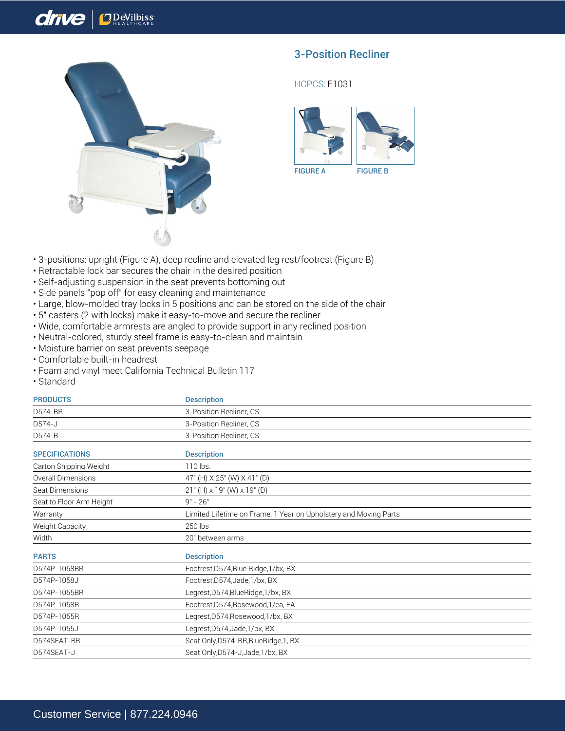# 3-Position Recliner

HCPCS: E1031

FIGURE A

FIGURE B

- 3-positions: upright (Figure A), deep recline and elevated leg rest/footrest (Figure B)
- Retractable lock bar secures the chair in the desired position
- Self-adjusting suspension in the seat prevents bottoming out
- Side panels "pop off" for easy cleaning and maintenance
- Large, blow-molded tray locks in 5 positions and can be stored on the side of the chair
- 5" casters (2 with locks) make it easy-to-move and secure the recliner
- Wide, comfortable armrests are angled to provide support in any reclined position
- Neutral-colored, sturdy steel frame is easy-to-clean and maintain
- Moisture barrier on seat prevents seepage
- Comfortable built-in headrest
- Foam and vinyl meet California Technical Bulletin 117
- Standard

| PRODUCTS | Description |
|---|---|
| D574-BR | 3-Position Recliner, CS |
| D574-J | 3-Position Recliner, CS |
| D574-R | 3-Position Recliner, CS |

| SPECIFICATIONS | Description |
|---|---|
| Carton Shipping Weight | 110 lbs. |
| Overall Dimensions | 47" (H) X 25" (W) X 41" (D) |
| Seat Dimensions | 21" (H) x 19" (W) x 19" (D) |
| Seat to Floor Arm Height | 9" - 26" |
| Warranty | Limited Lifetime on Frame, 1 Year on Upholstery and Moving Parts |
| Weight Capacity | 250 lbs |
| Width | 20" between arms |

| PARTS | Description |
|---|---|
| D574P-1058BR | Footrest,D574,Blue Ridge,1/bx, BX |
| D574P-1058J | Footrest,D574,Jade,1/bx, BX |
| D574P-1055BR | Legrest,D574,BlueRidge,1/bx, BX |
| D574P-1058R | Footrest,D574,Rosewood,1/ea, EA |
| D574P-1055R | Legrest,D574,Rosewood,1/bx, BX |
| D574P-1055J | Legrest,D574,Jade,1/bx, BX |
| D574SEAT-BR | Seat Only,D574-BR,BlueRidge,1, BX |
| D574SEAT-J | Seat Only,D574-J,Jade,1/bx, BX |

Customer Service | 877.224.0946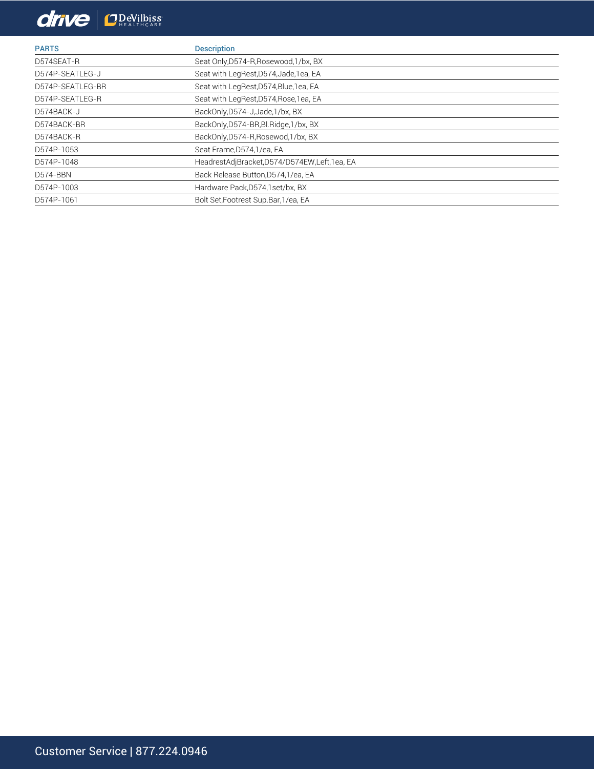| PARTS | Description |
| --- | --- |
| D574SEAT-R | Seat Only,D574-R,Rosewood,1/bx, BX |
| D574P-SEATLEG-J | Seat with LegRest,D574,Jade,1ea, EA |
| D574P-SEATLEG-BR | Seat with LegRest,D574,Blue,1ea, EA |
| D574P-SEATLEG-R | Seat with LegRest,D574,Rose,1ea, EA |
| D574BACK-J | BackOnly,D574-J,Jade,1/bx, BX |
| D574BACK-BR | BackOnly,D574-BR,Bl.Ridge,1/bx, BX |
| D574BACK-R | BackOnly,D574-R,Rosewod,1/bx, BX |
| D574P-1053 | Seat Frame,D574,1/ea, EA |
| D574P-1048 | HeadrestAdjBracket,D574/D574EW,Left,1ea, EA |
| D574-BBN | Back Release Button,D574,1/ea, EA |
| D574P-1003 | Hardware Pack,D574,1set/bx, BX |
| D574P-1061 | Bolt Set,Footrest Sup.Bar,1/ea, EA |

Customer Service | 877.224.0946